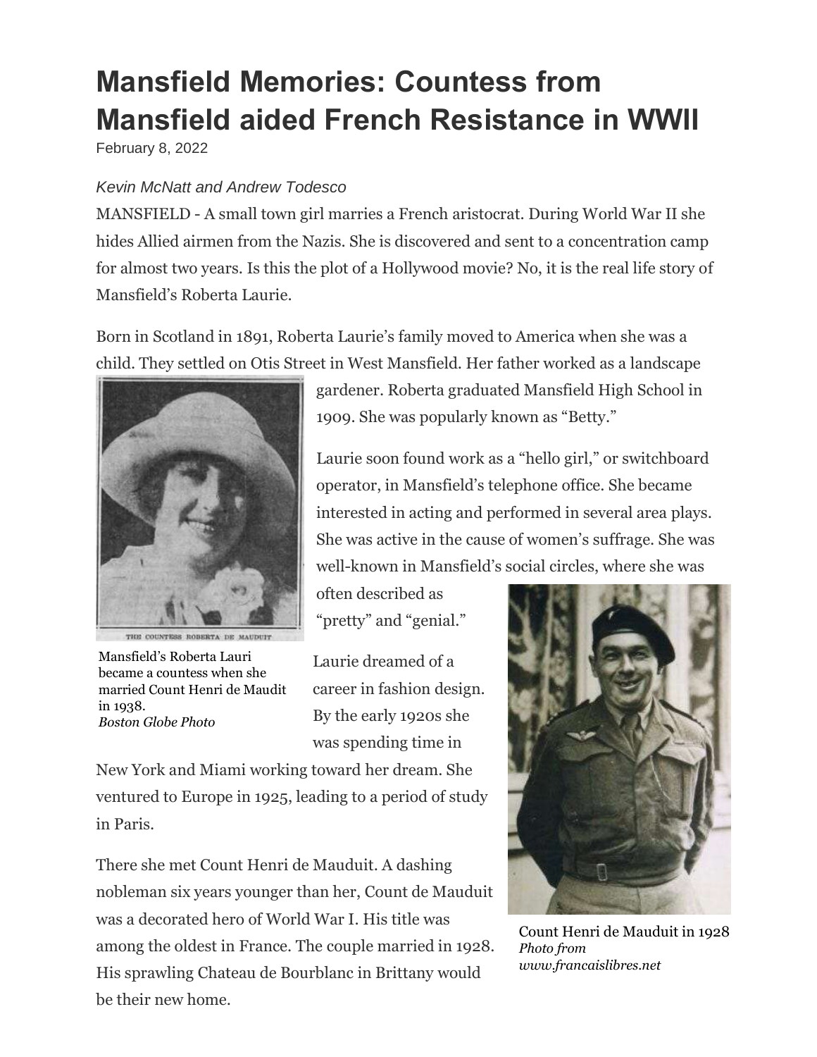# Mansfield Memories: Countess from Mansfield aided French Resistance in WWII

February 8, 2022

*Kevin McNatt and Andrew Todesco*

MANSFIELD - A small town girl marries a French aristocrat. During World War II she hides Allied airmen from the Nazis. She is discovered and sent to a concentration camp for almost two years. Is this the plot of a Hollywood movie? No, it is the real life story of Mansfield's Roberta Laurie.

Born in Scotland in 1891, Roberta Laurie's family moved to America when she was a child. They settled on Otis Street in West Mansfield. Her father worked as a landscape gardener. Roberta graduated Mansfield High School in 1909. She was popularly known as "Betty."

THE COUNTESS ROBERTA DE MAUDUIT

Mansfield's Roberta Lauri became a countess when she married Count Henri de Maudit in 1938.
*Boston Globe Photo*

Laurie soon found work as a "hello girl," or switchboard operator, in Mansfield's telephone office. She became interested in acting and performed in several area plays. She was active in the cause of women's suffrage. She was well-known in Mansfield's social circles, where she was often described as "pretty" and "genial."

Laurie dreamed of a career in fashion design. By the early 1920s she was spending time in New York and Miami working toward her dream. She ventured to Europe in 1925, leading to a period of study in Paris.

There she met Count Henri de Mauduit. A dashing nobleman six years younger than her, Count de Mauduit was a decorated hero of World War I. His title was among the oldest in France. The couple married in 1928. His sprawling Chateau de Bourblanc in Brittany would be their new home.

Count Henri de Mauduit in 1928
*Photo from www.francaislibres.net*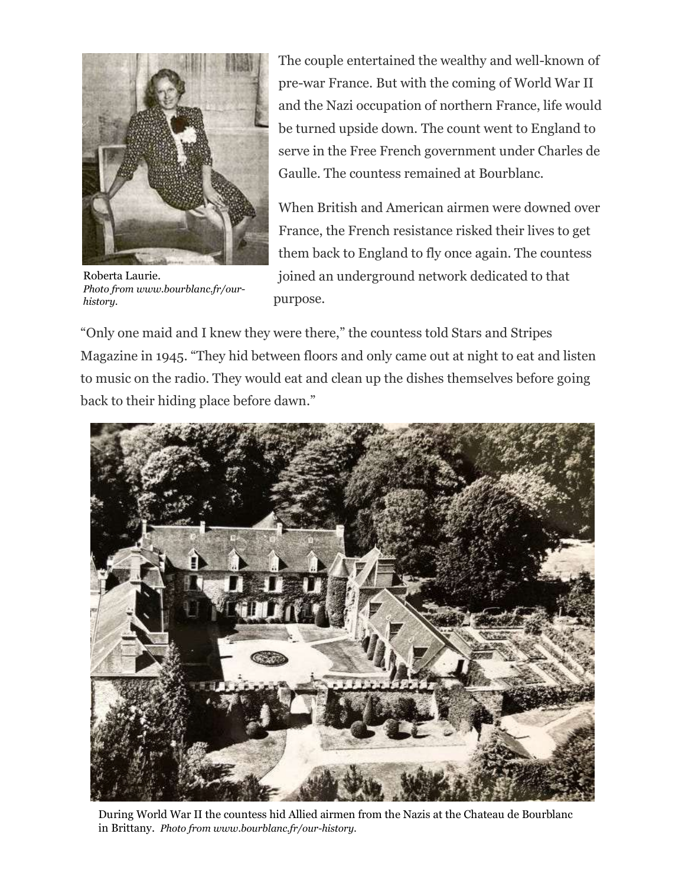Roberta Laurie.
*Photo from www.bourblanc.fr/our-history.*

The couple entertained the wealthy and well-known of pre-war France. But with the coming of World War II and the Nazi occupation of northern France, life would be turned upside down. The count went to England to serve in the Free French government under Charles de Gaulle. The countess remained at Bourblanc.

When British and American airmen were downed over France, the French resistance risked their lives to get them back to England to fly once again. The countess joined an underground network dedicated to that purpose.

"Only one maid and I knew they were there," the countess told Stars and Stripes Magazine in 1945. "They hid between floors and only came out at night to eat and listen to music on the radio. They would eat and clean up the dishes themselves before going back to their hiding place before dawn."

During World War II the countess hid Allied airmen from the Nazis at the Chateau de Bourblanc in Brittany. *Photo from www.bourblanc.fr/our-history.*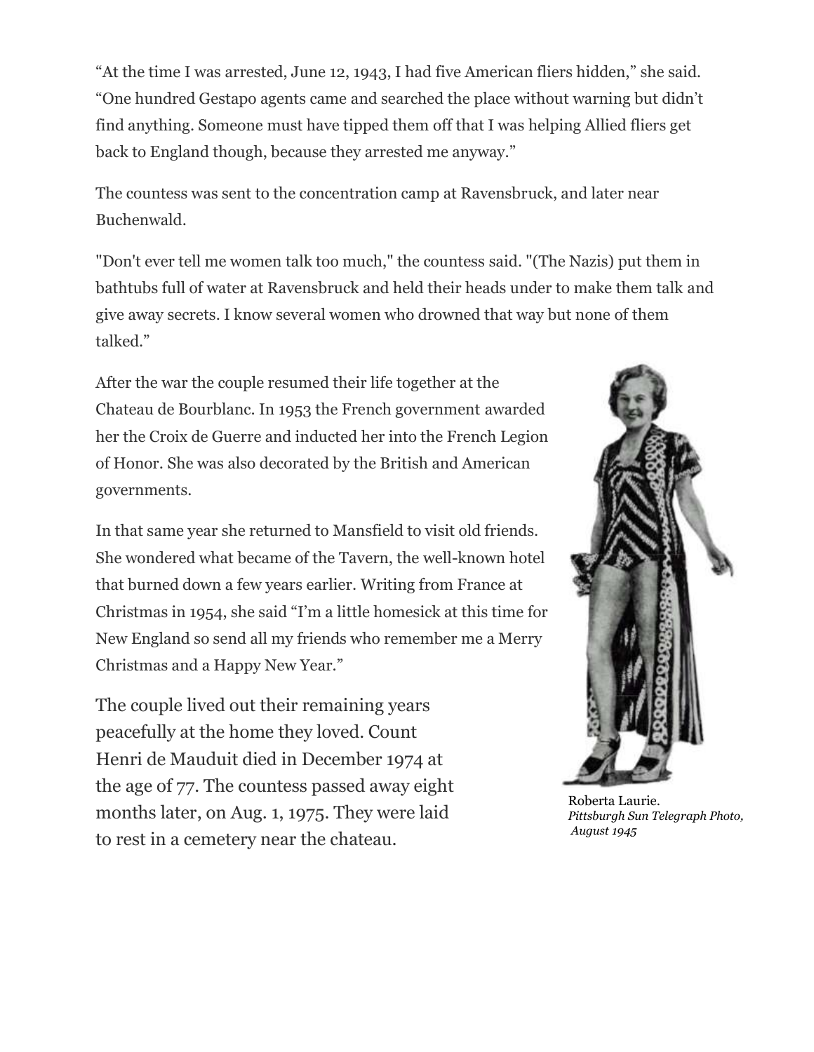"At the time I was arrested, June 12, 1943, I had five American fliers hidden," she said. "One hundred Gestapo agents came and searched the place without warning but didn't find anything. Someone must have tipped them off that I was helping Allied fliers get back to England though, because they arrested me anyway."

The countess was sent to the concentration camp at Ravensbruck, and later near Buchenwald.

"Don't ever tell me women talk too much," the countess said. "(The Nazis) put them in bathtubs full of water at Ravensbruck and held their heads under to make them talk and give away secrets. I know several women who drowned that way but none of them talked."

After the war the couple resumed their life together at the Chateau de Bourblanc. In 1953 the French government awarded her the Croix de Guerre and inducted her into the French Legion of Honor. She was also decorated by the British and American governments.

In that same year she returned to Mansfield to visit old friends. She wondered what became of the Tavern, the well-known hotel that burned down a few years earlier. Writing from France at Christmas in 1954, she said "I'm a little homesick at this time for New England so send all my friends who remember me a Merry Christmas and a Happy New Year."

The couple lived out their remaining years peacefully at the home they loved. Count Henri de Mauduit died in December 1974 at the age of 77. The countess passed away eight months later, on Aug. 1, 1975. They were laid to rest in a cemetery near the chateau.

Roberta Laurie.
*Pittsburgh Sun Telegraph Photo, August 1945*